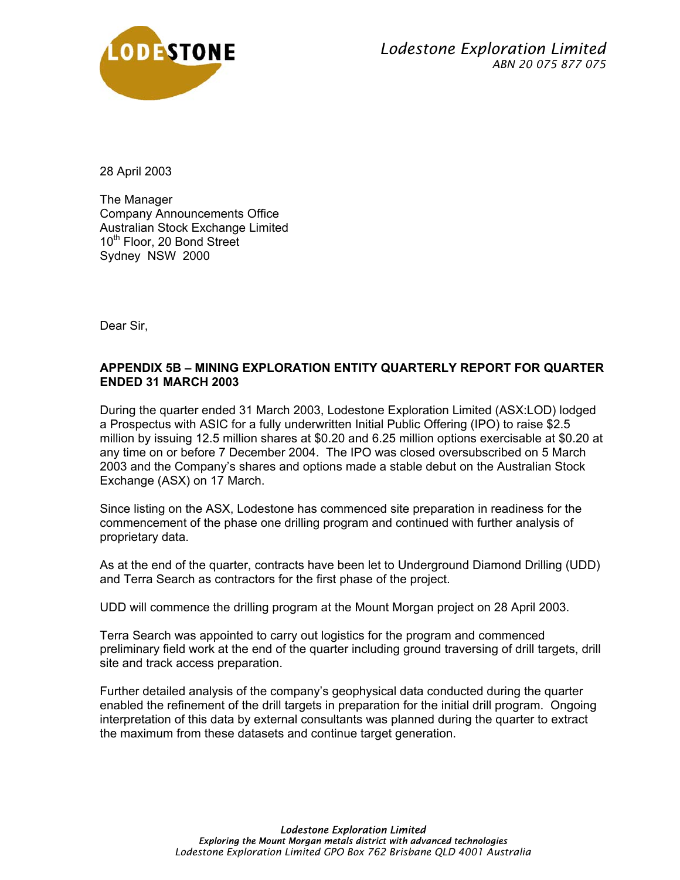**LODESTONE**

*Lodestone Exploration Limited*
*ABN 20 075 877 075*

28 April 2003

The Manager
Company Announcements Office
Australian Stock Exchange Limited
10th Floor, 20 Bond Street
Sydney NSW 2000

Dear Sir,

**APPENDIX 5B – MINING EXPLORATION ENTITY QUARTERLY REPORT FOR QUARTER ENDED 31 MARCH 2003**

During the quarter ended 31 March 2003, Lodestone Exploration Limited (ASX:LOD) lodged a Prospectus with ASIC for a fully underwritten Initial Public Offering (IPO) to raise $2.5 million by issuing 12.5 million shares at $0.20 and 6.25 million options exercisable at $0.20 at any time on or before 7 December 2004. The IPO was closed oversubscribed on 5 March 2003 and the Company's shares and options made a stable debut on the Australian Stock Exchange (ASX) on 17 March.

Since listing on the ASX, Lodestone has commenced site preparation in readiness for the commencement of the phase one drilling program and continued with further analysis of proprietary data.

As at the end of the quarter, contracts have been let to Underground Diamond Drilling (UDD) and Terra Search as contractors for the first phase of the project.

UDD will commence the drilling program at the Mount Morgan project on 28 April 2003.

Terra Search was appointed to carry out logistics for the program and commenced preliminary field work at the end of the quarter including ground traversing of drill targets, drill site and track access preparation.

Further detailed analysis of the company's geophysical data conducted during the quarter enabled the refinement of the drill targets in preparation for the initial drill program. Ongoing interpretation of this data by external consultants was planned during the quarter to extract the maximum from these datasets and continue target generation.

*Lodestone Exploration Limited*
*Exploring the Mount Morgan metals district with advanced technologies*
*Lodestone Exploration Limited GPO Box 762 Brisbane QLD 4001 Australia*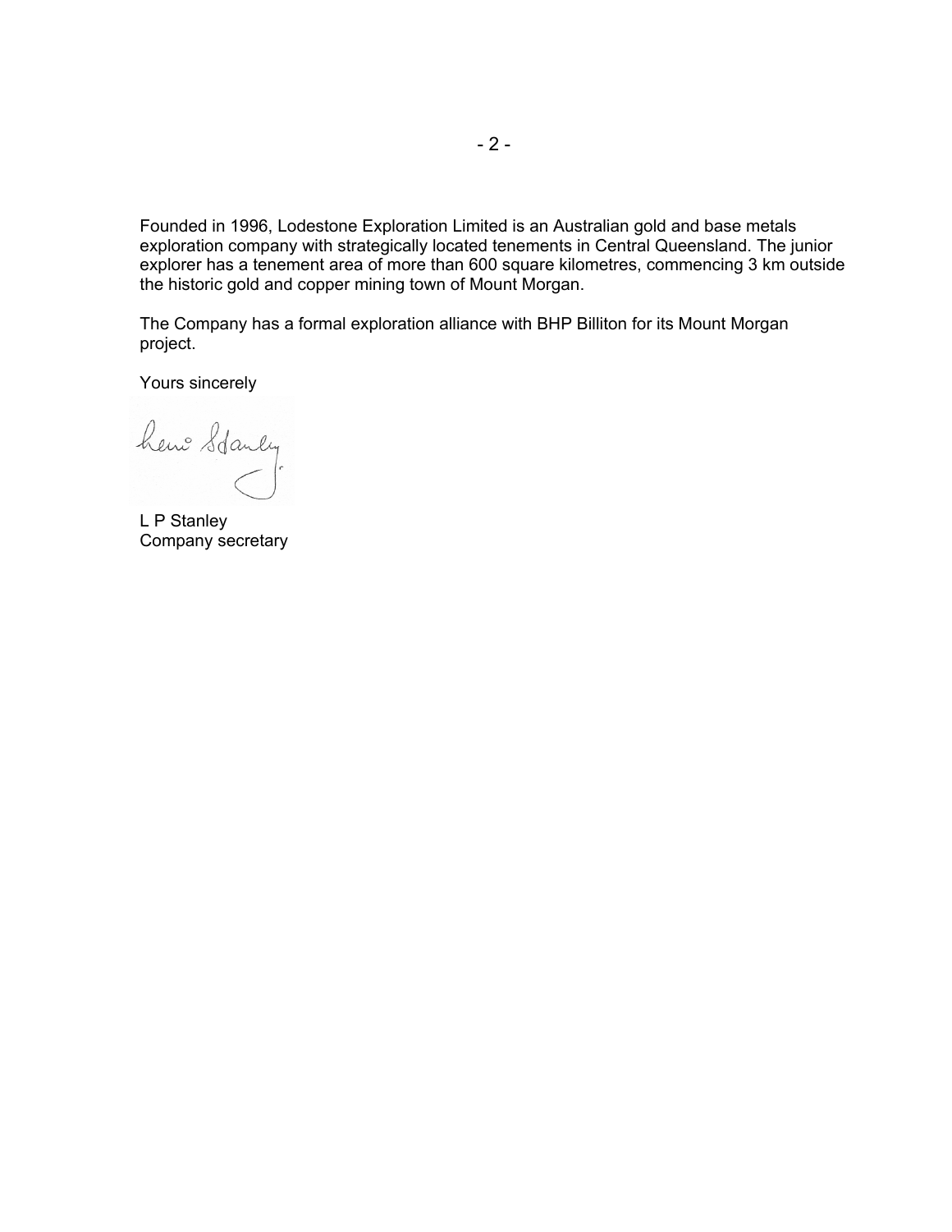Founded in 1996, Lodestone Exploration Limited is an Australian gold and base metals exploration company with strategically located tenements in Central Queensland. The junior explorer has a tenement area of more than 600 square kilometres, commencing 3 km outside the historic gold and copper mining town of Mount Morgan.

The Company has a formal exploration alliance with BHP Billiton for its Mount Morgan project.

Yours sincerely

L P Stanley
Company secretary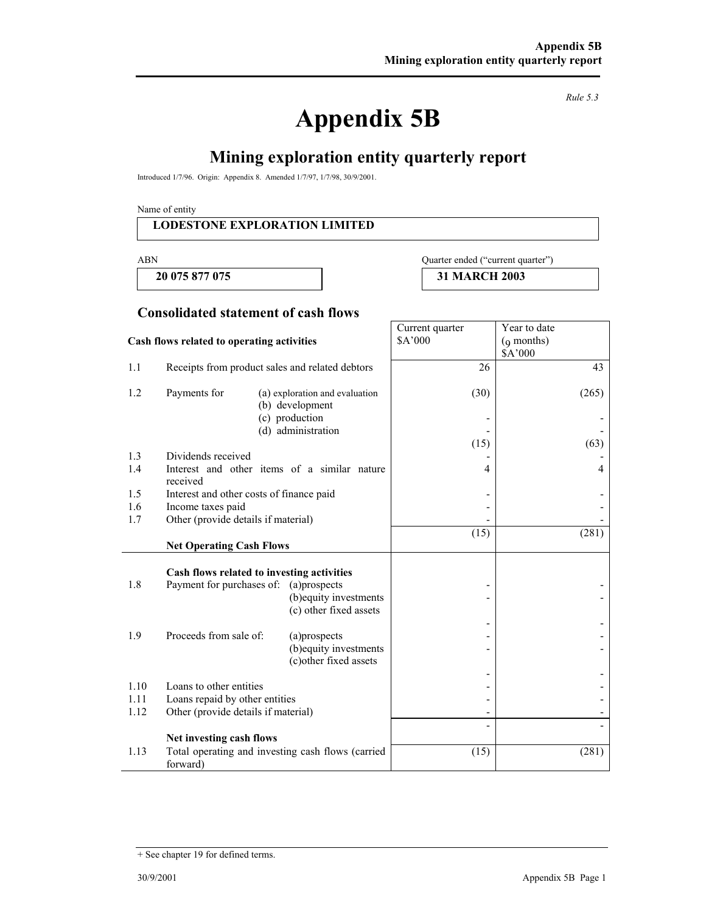# Appendix 5B

## Mining exploration entity quarterly report

*Rule 5.3*

Introduced 1/7/96. Origin: Appendix 8. Amended 1/7/97, 1/7/98, 30/9/2001.

Name of entity

| LODESTONE EXPLORATION LIMITED |
|---|

| ABN | Quarter ended ("current quarter") |
|---|---|
| 20 075 877 075 | 31 MARCH 2003 |

### Consolidated statement of cash flows

| | Cash flows related to operating activities | | Current quarter $A'000 | Year to date (9 months) $A'000 |
|---|---|---|---|---|
| 1.1 | Receipts from product sales and related debtors | | 26 | 43 |
| 1.2 | Payments for | (a) exploration and evaluation | (30) | (265) |
| | | (b) development | - | - |
| | | (c) production | - | - |
| | | (d) administration | (15) | (63) |
| 1.3 | Dividends received | | - | - |
| 1.4 | Interest and other items of a similar nature received | | 4 | 4 |
| 1.5 | Interest and other costs of finance paid | | - | - |
| 1.6 | Income taxes paid | | - | - |
| 1.7 | Other (provide details if material) | | - | - |
| | **Net Operating Cash Flows** | | (15) | (281) |
| | **Cash flows related to investing activities** | | | |
| 1.8 | Payment for purchases of: | (a)prospects | - | - |
| | | (b)equity investments | - | - |
| | | (c) other fixed assets | - | - |
| 1.9 | Proceeds from sale of: | (a)prospects | - | - |
| | | (b)equity investments | - | - |
| | | (c)other fixed assets | - | - |
| 1.10 | Loans to other entities | | - | - |
| 1.11 | Loans repaid by other entities | | - | - |
| 1.12 | Other (provide details if material) | | - | - |
| | **Net investing cash flows** | | - | - |
| 1.13 | Total operating and investing cash flows (carried forward) | | (15) | (281) |

+ See chapter 19 for defined terms.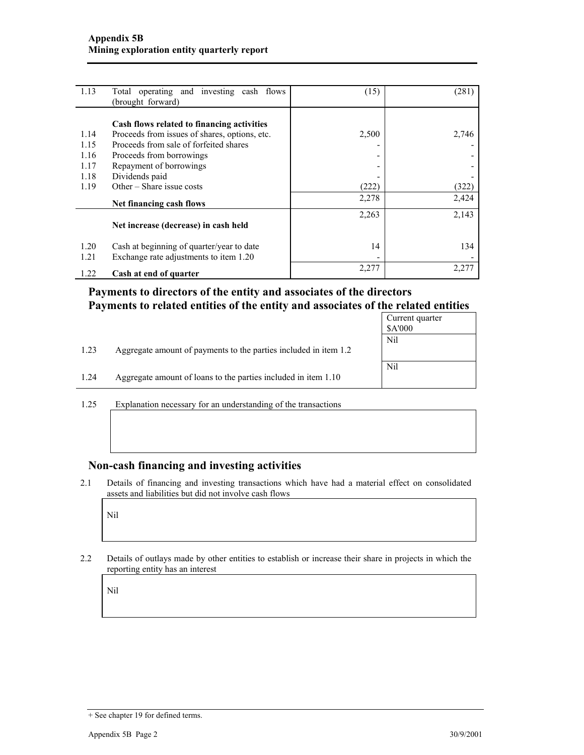| | | | |
|---|---|---|---|
| 1.13 | Total operating and investing cash flows (brought forward) | (15) | (281) |
| | **Cash flows related to financing activities** | | |
| 1.14 | Proceeds from issues of shares, options, etc. | 2,500 | 2,746 |
| 1.15 | Proceeds from sale of forfeited shares | - | - |
| 1.16 | Proceeds from borrowings | - | - |
| 1.17 | Repayment of borrowings | - | - |
| 1.18 | Dividends paid | - | - |
| 1.19 | Other – Share issue costs | (222) | (322) |
| | **Net financing cash flows** | 2,278 | 2,424 |
| | **Net increase (decrease) in cash held** | 2,263 | 2,143 |
| 1.20 | Cash at beginning of quarter/year to date | 14 | 134 |
| 1.21 | Exchange rate adjustments to item 1.20 | - | - |
| 1.22 | **Cash at end of quarter** | 2,277 | 2,277 |

## Payments to directors of the entity and associates of the directors
## Payments to related entities of the entity and associates of the related entities

| | | Current quarter $A'000 |
|---|---|---|
| 1.23 | Aggregate amount of payments to the parties included in item 1.2 | Nil |
| 1.24 | Aggregate amount of loans to the parties included in item 1.10 | Nil |

1.25 Explanation necessary for an understanding of the transactions

## Non-cash financing and investing activities

2.1 Details of financing and investing transactions which have had a material effect on consolidated assets and liabilities but did not involve cash flows

Nil

2.2 Details of outlays made by other entities to establish or increase their share in projects in which the reporting entity has an interest

Nil

+ See chapter 19 for defined terms.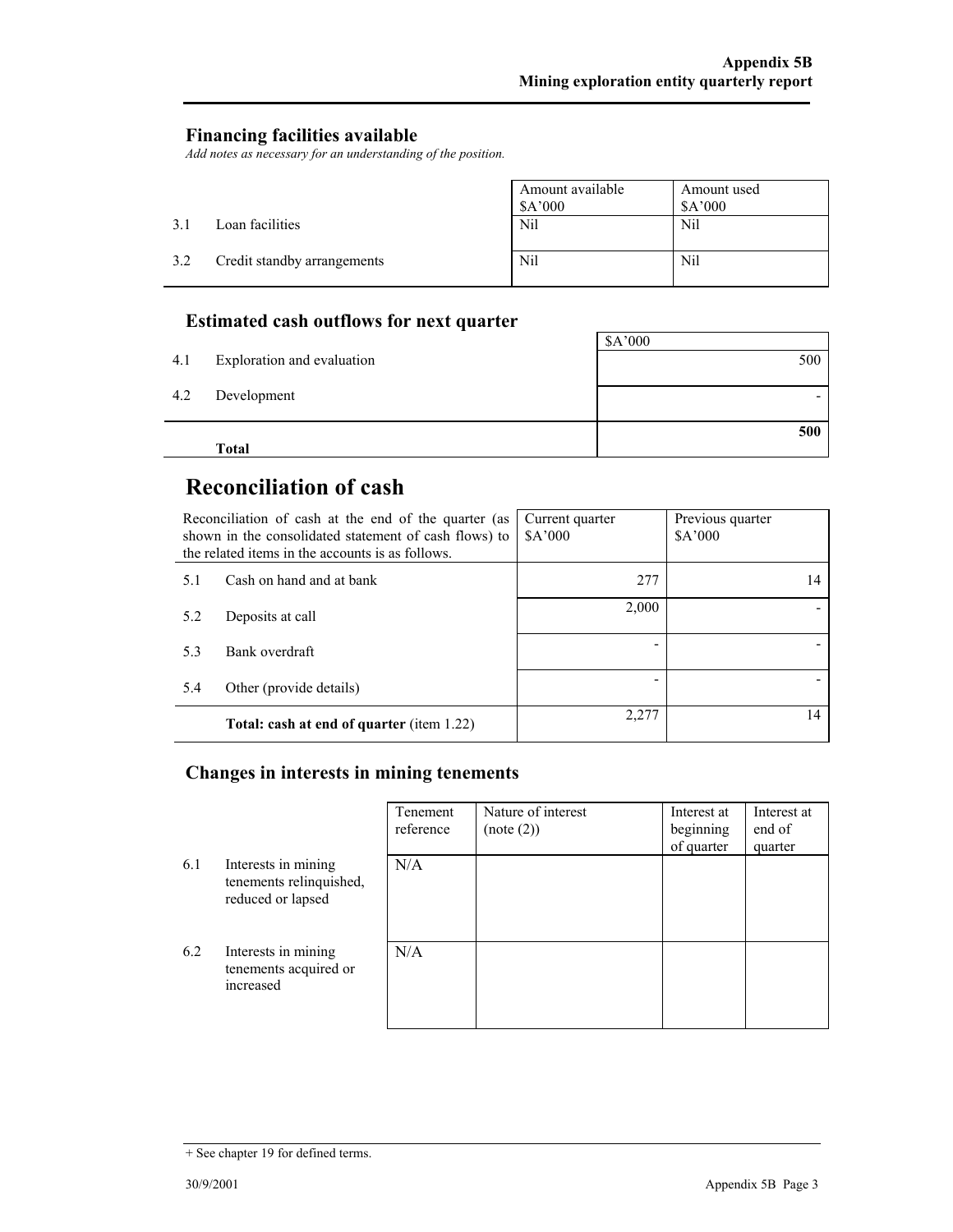## Financing facilities available

*Add notes as necessary for an understanding of the position.*

| | | Amount available $A'000 | Amount used $A'000 |
|---|---|---|---|
| 3.1 | Loan facilities | Nil | Nil |
| 3.2 | Credit standby arrangements | Nil | Nil |

## Estimated cash outflows for next quarter

| | | $A'000 |
|---|---|---|
| 4.1 | Exploration and evaluation | 500 |
| 4.2 | Development | - |
| | **Total** | **500** |

# Reconciliation of cash

| Reconciliation of cash at the end of the quarter (as shown in the consolidated statement of cash flows) to the related items in the accounts is as follows. | | Current quarter $A'000 | Previous quarter $A'000 |
|---|---|---|---|
| 5.1 | Cash on hand and at bank | 277 | 14 |
| 5.2 | Deposits at call | 2,000 | - |
| 5.3 | Bank overdraft | - | - |
| 5.4 | Other (provide details) | - | - |
| | **Total: cash at end of quarter** (item 1.22) | 2,277 | 14 |

## Changes in interests in mining tenements

| | | Tenement reference | Nature of interest (note (2)) | Interest at beginning of quarter | Interest at end of quarter |
|---|---|---|---|---|---|
| 6.1 | Interests in mining tenements relinquished, reduced or lapsed | N/A | | | |
| 6.2 | Interests in mining tenements acquired or increased | N/A | | | |

+ See chapter 19 for defined terms.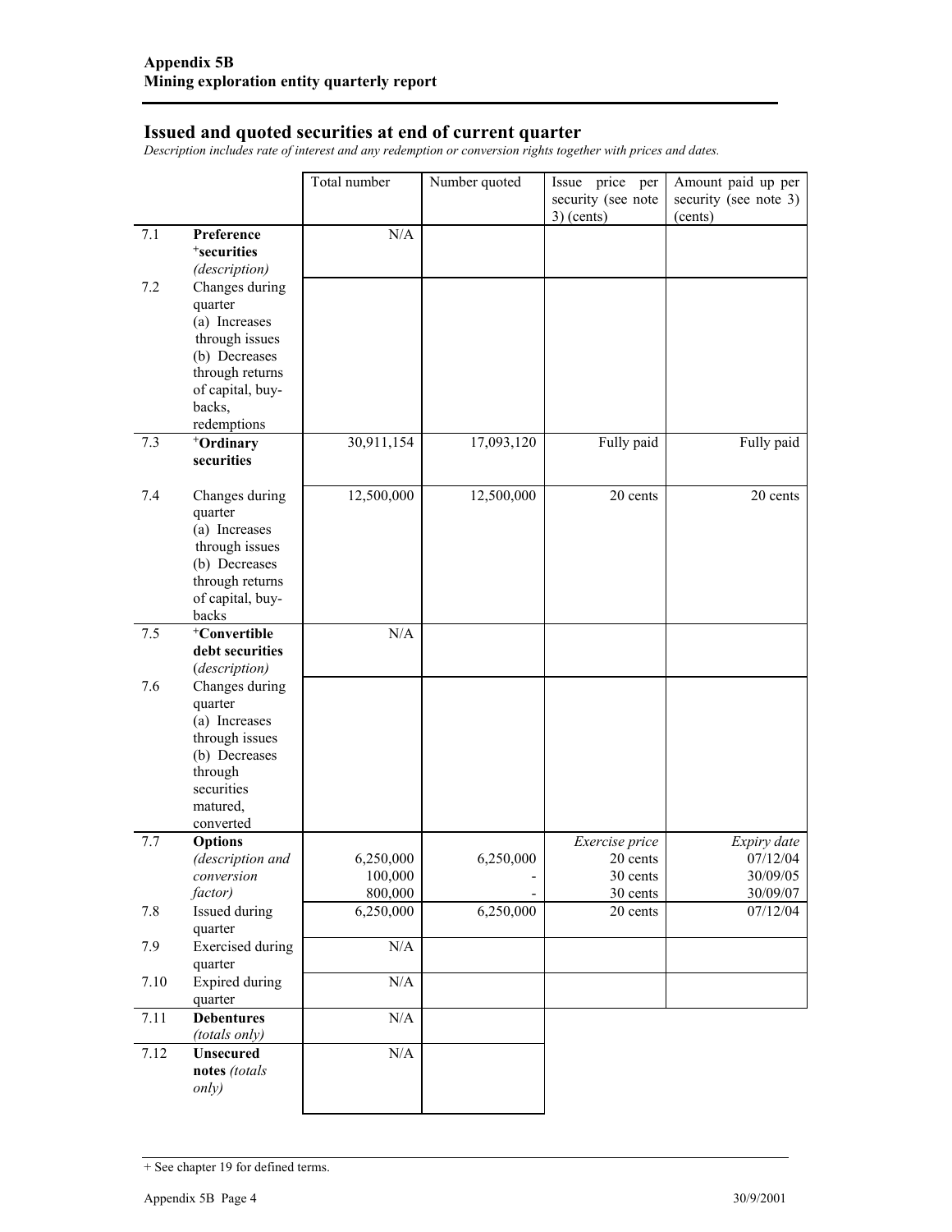## Issued and quoted securities at end of current quarter

*Description includes rate of interest and any redemption or conversion rights together with prices and dates.*

| | | Total number | Number quoted | Issue price per security (see note 3) (cents) | Amount paid up per security (see note 3) (cents) |
|---|---|---|---|---|---|
| 7.1 | **Preference +securities** *(description)* | N/A | | | |
| 7.2 | Changes during quarter (a) Increases through issues (b) Decreases through returns of capital, buy-backs, redemptions | | | | |
| 7.3 | **+Ordinary securities** | 30,911,154 | 17,093,120 | Fully paid | Fully paid |
| 7.4 | Changes during quarter (a) Increases through issues (b) Decreases through returns of capital, buy-backs | 12,500,000 | 12,500,000 | 20 cents | 20 cents |
| 7.5 | **+Convertible debt securities** *(description)* | N/A | | | |
| 7.6 | Changes during quarter (a) Increases through issues (b) Decreases through securities matured, converted | | | | |
| 7.7 | **Options** *(description and conversion factor)* | 6,250,000<br>100,000<br>800,000 | 6,250,000<br>-<br>- | *Exercise price*<br>20 cents<br>30 cents<br>30 cents | *Expiry date*<br>07/12/04<br>30/09/05<br>30/09/07 |
| 7.8 | Issued during quarter | 6,250,000 | 6,250,000 | 20 cents | 07/12/04 |
| 7.9 | Exercised during quarter | N/A | | | |
| 7.10 | Expired during quarter | N/A | | | |
| 7.11 | **Debentures** *(totals only)* | N/A | | | |
| 7.12 | **Unsecured notes** *(totals only)* | N/A | | | |

+ See chapter 19 for defined terms.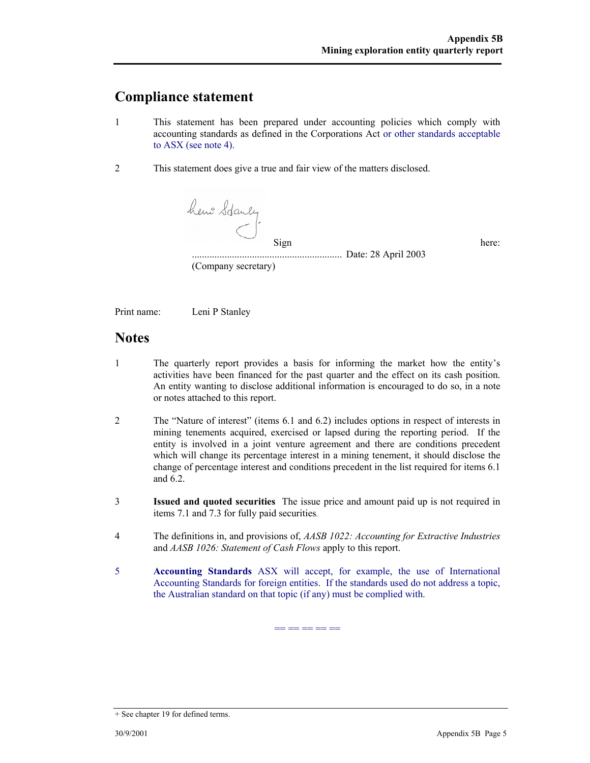## Compliance statement

1. This statement has been prepared under accounting policies which comply with accounting standards as defined in the Corporations Act or other standards acceptable to ASX (see note 4).

2. This statement does give a true and fair view of the matters disclosed.

Sign here: ............................................................ Date: 28 April 2003
(Company secretary)

Print name: Leni P Stanley

## Notes

1. The quarterly report provides a basis for informing the market how the entity's activities have been financed for the past quarter and the effect on its cash position. An entity wanting to disclose additional information is encouraged to do so, in a note or notes attached to this report.

2. The "Nature of interest" (items 6.1 and 6.2) includes options in respect of interests in mining tenements acquired, exercised or lapsed during the reporting period. If the entity is involved in a joint venture agreement and there are conditions precedent which will change its percentage interest in a mining tenement, it should disclose the change of percentage interest and conditions precedent in the list required for items 6.1 and 6.2.

3. **Issued and quoted securities** The issue price and amount paid up is not required in items 7.1 and 7.3 for fully paid securities.

4. The definitions in, and provisions of, *AASB 1022: Accounting for Extractive Industries* and *AASB 1026: Statement of Cash Flows* apply to this report.

5. **Accounting Standards** ASX will accept, for example, the use of International Accounting Standards for foreign entities. If the standards used do not address a topic, the Australian standard on that topic (if any) must be complied with.

== == == == ==

+ See chapter 19 for defined terms.